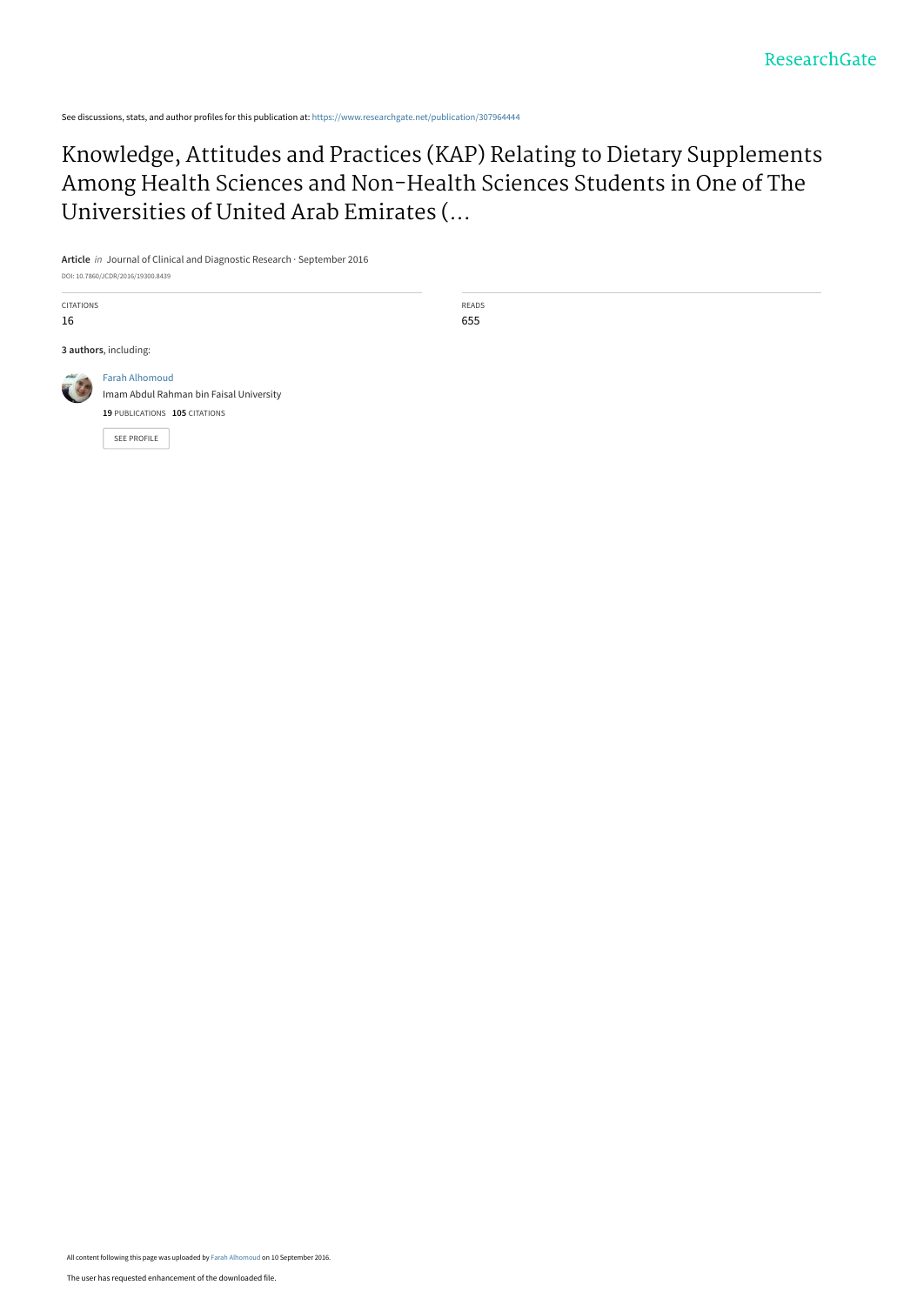See discussions, stats, and author profiles for this publication at: https://www.researchgate.net/publication/307964444

# Knowledge, Attitudes and Practices (KAP) Relating to Dietary Supplements Among Health Sciences and Non-Health Sciences Students in One of The Universities of United Arab Emirates (...

**Article** *in* Journal of Clinical and Diagnostic Research · September 2016

DOI: 10.7860/JCDR/2016/19300.8439

| CITATIONS | READS |
|---|---|
| 16 | 655 |

**3 authors**, including:

Farah Alhomoud
Imam Abdul Rahman bin Faisal University
**19** PUBLICATIONS **105** CITATIONS

SEE PROFILE

All content following this page was uploaded by Farah Alhomoud on 10 September 2016.

The user has requested enhancement of the downloaded file.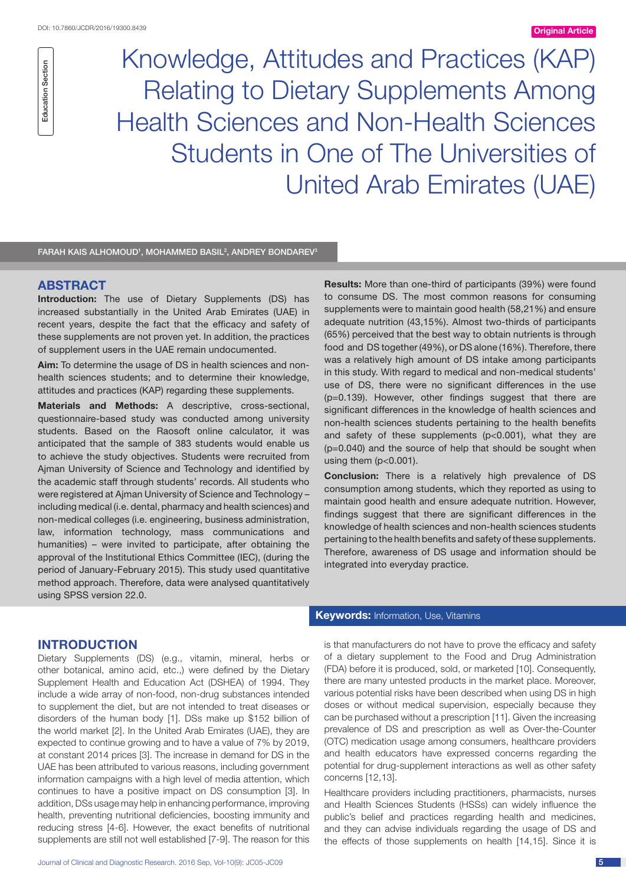# Knowledge, Attitudes and Practices (KAP) Relating to Dietary Supplements Among Health Sciences and Non-Health Sciences Students in One of The Universities of United Arab Emirates (UAE)

FARAH KAIS ALHOMOUD[1], MOHAMMED BASIL[2], ANDREY BONDAREV[3]

## ABSTRACT

**Introduction:** The use of Dietary Supplements (DS) has increased substantially in the United Arab Emirates (UAE) in recent years, despite the fact that the efficacy and safety of these supplements are not proven yet. In addition, the practices of supplement users in the UAE remain undocumented.

**Aim:** To determine the usage of DS in health sciences and non-health sciences students; and to determine their knowledge, attitudes and practices (KAP) regarding these supplements.

**Materials and Methods:** A descriptive, cross-sectional, questionnaire-based study was conducted among university students. Based on the Raosoft online calculator, it was anticipated that the sample of 383 students would enable us to achieve the study objectives. Students were recruited from Ajman University of Science and Technology and identified by the academic staff through students' records. All students who were registered at Ajman University of Science and Technology – including medical (i.e. dental, pharmacy and health sciences) and non-medical colleges (i.e. engineering, business administration, law, information technology, mass communications and humanities) – were invited to participate, after obtaining the approval of the Institutional Ethics Committee (IEC), (during the period of January-February 2015). This study used quantitative method approach. Therefore, data were analysed quantitatively using SPSS version 22.0.

**Results:** More than one-third of participants (39%) were found to consume DS. The most common reasons for consuming supplements were to maintain good health (58,21%) and ensure adequate nutrition (43,15%). Almost two-thirds of participants (65%) perceived that the best way to obtain nutrients is through food and DS together (49%), or DS alone (16%). Therefore, there was a relatively high amount of DS intake among participants in this study. With regard to medical and non-medical students' use of DS, there were no significant differences in the use (p=0.139). However, other findings suggest that there are significant differences in the knowledge of health sciences and non-health sciences students pertaining to the health benefits and safety of these supplements (p<0.001), what they are (p=0.040) and the source of help that should be sought when using them (p<0.001).

**Conclusion:** There is a relatively high prevalence of DS consumption among students, which they reported as using to maintain good health and ensure adequate nutrition. However, findings suggest that there are significant differences in the knowledge of health sciences and non-health sciences students pertaining to the health benefits and safety of these supplements. Therefore, awareness of DS usage and information should be integrated into everyday practice.

**Keywords:** Information, Use, Vitamins

## INTRODUCTION

Dietary Supplements (DS) (e.g., vitamin, mineral, herbs or other botanical, amino acid, etc.,) were defined by the Dietary Supplement Health and Education Act (DSHEA) of 1994. They include a wide array of non-food, non-drug substances intended to supplement the diet, but are not intended to treat diseases or disorders of the human body [1]. DSs make up $152 billion of the world market [2]. In the United Arab Emirates (UAE), they are expected to continue growing and to have a value of 7% by 2019, at constant 2014 prices [3]. The increase in demand for DS in the UAE has been attributed to various reasons, including government information campaigns with a high level of media attention, which continues to have a positive impact on DS consumption [3]. In addition, DSs usage may help in enhancing performance, improving health, preventing nutritional deficiencies, boosting immunity and reducing stress [4-6]. However, the exact benefits of nutritional supplements are still not well established [7-9]. The reason for this is that manufacturers do not have to prove the efficacy and safety of a dietary supplement to the Food and Drug Administration (FDA) before it is produced, sold, or marketed [10]. Consequently, there are many untested products in the market place. Moreover, various potential risks have been described when using DS in high doses or without medical supervision, especially because they can be purchased without a prescription [11]. Given the increasing prevalence of DS and prescription as well as Over-the-Counter (OTC) medication usage among consumers, healthcare providers and health educators have expressed concerns regarding the potential for drug-supplement interactions as well as other safety concerns [12,13].

Healthcare providers including practitioners, pharmacists, nurses and Health Sciences Students (HSSs) can widely influence the public's belief and practices regarding health and medicines, and they can advise individuals regarding the usage of DS and the effects of those supplements on health [14,15]. Since it is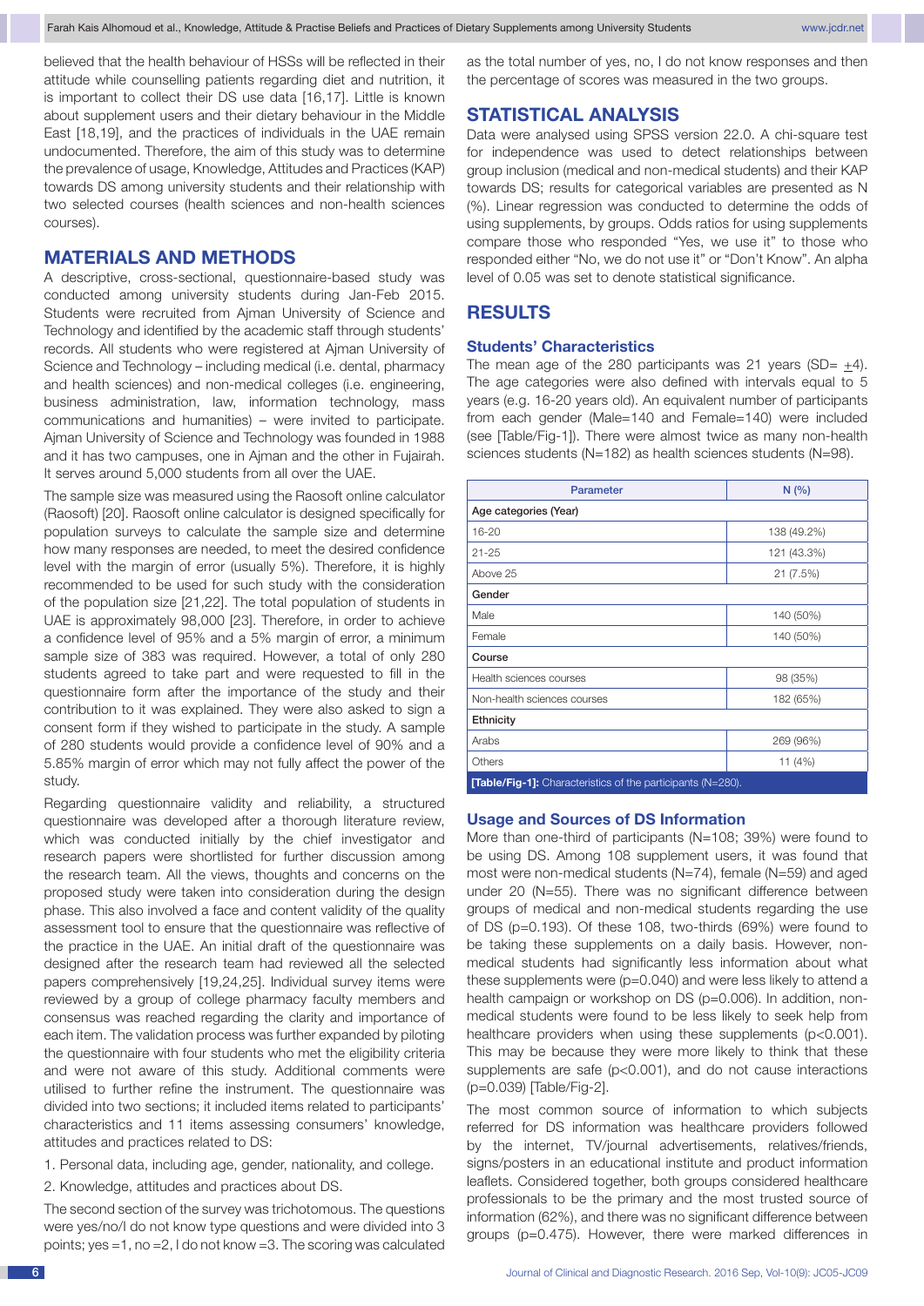believed that the health behaviour of HSSs will be reflected in their attitude while counselling patients regarding diet and nutrition, it is important to collect their DS use data [16,17]. Little is known about supplement users and their dietary behaviour in the Middle East [18,19], and the practices of individuals in the UAE remain undocumented. Therefore, the aim of this study was to determine the prevalence of usage, Knowledge, Attitudes and Practices (KAP) towards DS among university students and their relationship with two selected courses (health sciences and non-health sciences courses).

## MATERIALS AND METHODS

A descriptive, cross-sectional, questionnaire-based study was conducted among university students during Jan-Feb 2015. Students were recruited from Ajman University of Science and Technology and identified by the academic staff through students' records. All students who were registered at Ajman University of Science and Technology – including medical (i.e. dental, pharmacy and health sciences) and non-medical colleges (i.e. engineering, business administration, law, information technology, mass communications and humanities) – were invited to participate. Ajman University of Science and Technology was founded in 1988 and it has two campuses, one in Ajman and the other in Fujairah. It serves around 5,000 students from all over the UAE.

The sample size was measured using the Raosoft online calculator (Raosoft) [20]. Raosoft online calculator is designed specifically for population surveys to calculate the sample size and determine how many responses are needed, to meet the desired confidence level with the margin of error (usually 5%). Therefore, it is highly recommended to be used for such study with the consideration of the population size [21,22]. The total population of students in UAE is approximately 98,000 [23]. Therefore, in order to achieve a confidence level of 95% and a 5% margin of error, a minimum sample size of 383 was required. However, a total of only 280 students agreed to take part and were requested to fill in the questionnaire form after the importance of the study and their contribution to it was explained. They were also asked to sign a consent form if they wished to participate in the study. A sample of 280 students would provide a confidence level of 90% and a 5.85% margin of error which may not fully affect the power of the study.

Regarding questionnaire validity and reliability, a structured questionnaire was developed after a thorough literature review, which was conducted initially by the chief investigator and research papers were shortlisted for further discussion among the research team. All the views, thoughts and concerns on the proposed study were taken into consideration during the design phase. This also involved a face and content validity of the quality assessment tool to ensure that the questionnaire was reflective of the practice in the UAE. An initial draft of the questionnaire was designed after the research team had reviewed all the selected papers comprehensively [19,24,25]. Individual survey items were reviewed by a group of college pharmacy faculty members and consensus was reached regarding the clarity and importance of each item. The validation process was further expanded by piloting the questionnaire with four students who met the eligibility criteria and were not aware of this study. Additional comments were utilised to further refine the instrument. The questionnaire was divided into two sections; it included items related to participants' characteristics and 11 items assessing consumers' knowledge, attitudes and practices related to DS:

1. Personal data, including age, gender, nationality, and college.
2. Knowledge, attitudes and practices about DS.

The second section of the survey was trichotomous. The questions were yes/no/I do not know type questions and were divided into 3 points; yes =1, no =2, I do not know =3. The scoring was calculated as the total number of yes, no, I do not know responses and then the percentage of scores was measured in the two groups.

## STATISTICAL ANALYSIS

Data were analysed using SPSS version 22.0. A chi-square test for independence was used to detect relationships between group inclusion (medical and non-medical students) and their KAP towards DS; results for categorical variables are presented as N (%). Linear regression was conducted to determine the odds of using supplements, by groups. Odds ratios for using supplements compare those who responded "Yes, we use it" to those who responded either "No, we do not use it" or "Don't Know". An alpha level of 0.05 was set to denote statistical significance.

## RESULTS

### Students' Characteristics

The mean age of the 280 participants was 21 years (SD= $\pm$4). The age categories were also defined with intervals equal to 5 years (e.g. 16-20 years old). An equivalent number of participants from each gender (Male=140 and Female=140) were included (see [Table/Fig-1]). There were almost twice as many non-health sciences students (N=182) as health sciences students (N=98).

| Parameter | N (%) |
|---|---|
| **Age categories (Year)** | |
| 16-20 | 138 (49.2%) |
| 21-25 | 121 (43.3%) |
| Above 25 | 21 (7.5%) |
| **Gender** | |
| Male | 140 (50%) |
| Female | 140 (50%) |
| **Course** | |
| Health sciences courses | 98 (35%) |
| Non-health sciences courses | 182 (65%) |
| **Ethnicity** | |
| Arabs | 269 (96%) |
| Others | 11 (4%) |

**[Table/Fig-1]:** Characteristics of the participants (N=280).

### Usage and Sources of DS Information

More than one-third of participants (N=108; 39%) were found to be using DS. Among 108 supplement users, it was found that most were non-medical students (N=74), female (N=59) and aged under 20 (N=55). There was no significant difference between groups of medical and non-medical students regarding the use of DS (p=0.193). Of these 108, two-thirds (69%) were found to be taking these supplements on a daily basis. However, non-medical students had significantly less information about what these supplements were (p=0.040) and were less likely to attend a health campaign or workshop on DS (p=0.006). In addition, non-medical students were found to be less likely to seek help from healthcare providers when using these supplements (p<0.001). This may be because they were more likely to think that these supplements are safe (p<0.001), and do not cause interactions (p=0.039) [Table/Fig-2].

The most common source of information to which subjects referred for DS information was healthcare providers followed by the internet, TV/journal advertisements, relatives/friends, signs/posters in an educational institute and product information leaflets. Considered together, both groups considered healthcare professionals to be the primary and the most trusted source of information (62%), and there was no significant difference between groups (p=0.475). However, there were marked differences in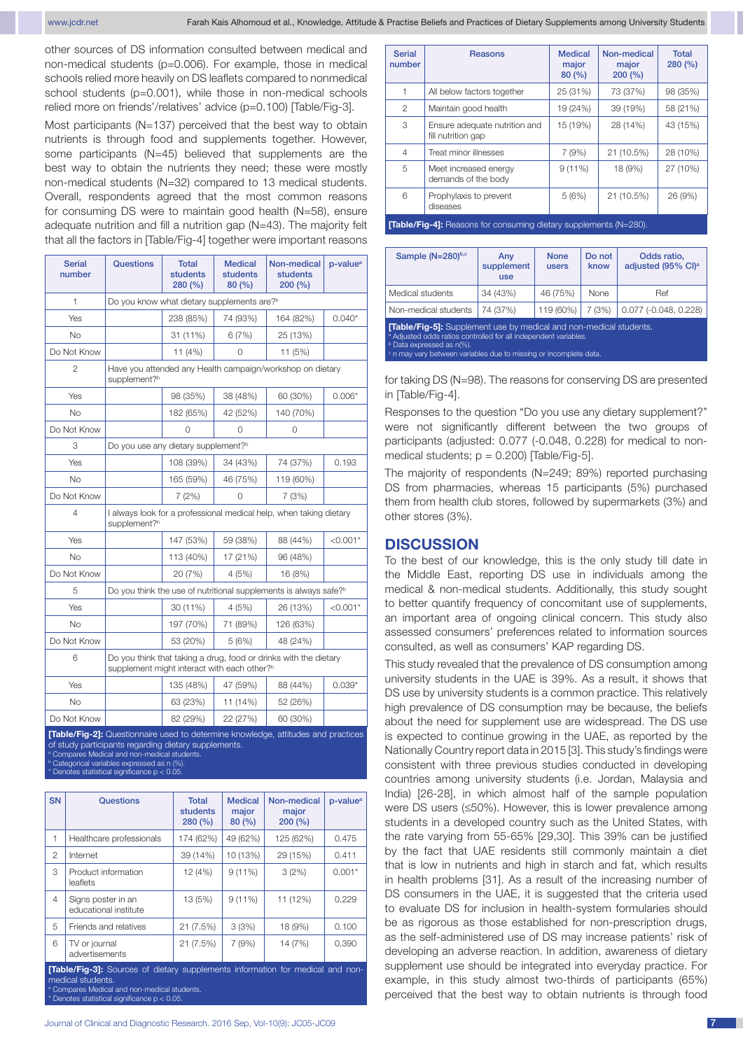other sources of DS information consulted between medical and non-medical students (p=0.006). For example, those in medical schools relied more heavily on DS leaflets compared to nonmedical school students (p=0.001), while those in non-medical schools relied more on friends'/relatives' advice (p=0.100) [Table/Fig-3].

Most participants (N=137) perceived that the best way to obtain nutrients is through food and supplements together. However, some participants (N=45) believed that supplements are the best way to obtain the nutrients they need; these were mostly non-medical students (N=32) compared to 13 medical students. Overall, respondents agreed that the most common reasons for consuming DS were to maintain good health (N=58), ensure adequate nutrition and fill a nutrition gap (N=43). The majority felt that all the factors in [Table/Fig-4] together were important reasons for taking DS (N=98). The reasons for conserving DS are presented in [Table/Fig-4].

| Serial number | Questions | Total students 280 (%) | Medical students 80 (%) | Non-medical students 200 (%) | p-value[a] |
|---|---|---|---|---|---|
| 1 | Do you know what dietary supplements are?[b] | | | | |
| Yes | | 238 (85%) | 74 (93%) | 164 (82%) | 0.040* |
| No | | 31 (11%) | 6 (7%) | 25 (13%) | |
| Do Not Know | | 11 (4%) | 0 | 11 (5%) | |
| 2 | Have you attended any Health campaign/workshop on dietary supplement?[b] | | | | |
| Yes | | 98 (35%) | 38 (48%) | 60 (30%) | 0.006* |
| No | | 182 (65%) | 42 (52%) | 140 (70%) | |
| Do Not Know | | 0 | 0 | 0 | |
| 3 | Do you use any dietary supplement?[b] | | | | |
| Yes | | 108 (39%) | 34 (43%) | 74 (37%) | 0.193 |
| No | | 165 (59%) | 46 (75%) | 119 (60%) | |
| Do Not Know | | 7 (2%) | 0 | 7 (3%) | |
| 4 | I always look for a professional medical help, when taking dietary supplement?[b] | | | | |
| Yes | | 147 (53%) | 59 (38%) | 88 (44%) | <0.001* |
| No | | 113 (40%) | 17 (21%) | 96 (48%) | |
| Do Not Know | | 20 (7%) | 4 (5%) | 16 (8%) | |
| 5 | Do you think the use of nutritional supplements is always safe?[b] | | | | |
| Yes | | 30 (11%) | 4 (5%) | 26 (13%) | <0.001* |
| No | | 197 (70%) | 71 (89%) | 126 (63%) | |
| Do Not Know | | 53 (20%) | 5 (6%) | 48 (24%) | |
| 6 | Do you think that taking a drug, food or drinks with the dietary supplement might interact with each other?[b] | | | | |
| Yes | | 135 (48%) | 47 (59%) | 88 (44%) | 0.039* |
| No | | 63 (23%) | 11 (14%) | 52 (26%) | |
| Do Not Know | | 82 (29%) | 22 (27%) | 60 (30%) | |

**[Table/Fig-2]:** Questionnaire used to determine knowledge, attitudes and practices of study participants regarding dietary supplements.
[a] Compares Medical and non-medical students.
[b] Categorical variables expressed as n (%).
* Denotes statistical significance p < 0.05.

| SN | Questions | Total students 280 (%) | Medical major 80 (%) | Non-medical major 200 (%) | p-value[a] |
|---|---|---|---|---|---|
| 1 | Healthcare professionals | 174 (62%) | 49 (62%) | 125 (62%) | 0.475 |
| 2 | Internet | 39 (14%) | 10 (13%) | 29 (15%) | 0.411 |
| 3 | Product information leaflets | 12 (4%) | 9 (11%) | 3 (2%) | 0.001* |
| 4 | Signs poster in an educational institute | 13 (5%) | 9 (11%) | 11 (12%) | 0.229 |
| 5 | Friends and relatives | 21 (7.5%) | 3 (3%) | 18 (9%) | 0.100 |
| 6 | TV or journal advertisements | 21 (7.5%) | 7 (9%) | 14 (7%) | 0.390 |

**[Table/Fig-3]:** Sources of dietary supplements information for medical and non-medical students.
[a] Compares Medical and non-medical students.
* Denotes statistical significance p < 0.05.

| Serial number | Reasons | Medical major 80 (%) | Non-medical major 200 (%) | Total 280 (%) |
|---|---|---|---|---|
| 1 | All below factors together | 25 (31%) | 73 (37%) | 98 (35%) |
| 2 | Maintain good health | 19 (24%) | 39 (19%) | 58 (21%) |
| 3 | Ensure adequate nutrition and fill nutrition gap | 15 (19%) | 28 (14%) | 43 (15%) |
| 4 | Treat minor illnesses | 7 (9%) | 21 (10.5%) | 28 (10%) |
| 5 | Meet increased energy demands of the body | 9 (11%) | 18 (9%) | 27 (10%) |
| 6 | Prophylaxis to prevent diseases | 5 (6%) | 21 (10.5%) | 26 (9%) |

**[Table/Fig-4]:** Reasons for consuming dietary supplements (N=280).

| Sample (N=280)[b,c] | Any supplement use | None users | Do not know | Odds ratio, adjusted (95% CI)[a] |
|---|---|---|---|---|
| Medical students | 34 (43%) | 46 (75%) | None | Ref |
| Non-medical students | 74 (37%) | 119 (60%) | 7 (3%) | 0.077 (-0.048, 0.228) |

**[Table/Fig-5]:** Supplement use by medical and non-medical students.
[a] Adjusted odds ratios controlled for all independent variables.
[b] Data expressed as n(%).
[c] n may vary between variables due to missing or incomplete data.

Responses to the question "Do you use any dietary supplement?" were not significantly different between the two groups of participants (adjusted: 0.077 (-0.048, 0.228) for medical to non-medical students; p = 0.200) [Table/Fig-5].

The majority of respondents (N=249; 89%) reported purchasing DS from pharmacies, whereas 15 participants (5%) purchased them from health club stores, followed by supermarkets (3%) and other stores (3%).

## DISCUSSION

To the best of our knowledge, this is the only study till date in the Middle East, reporting DS use in individuals among the medical & non-medical students. Additionally, this study sought to better quantify frequency of concomitant use of supplements, an important area of ongoing clinical concern. This study also assessed consumers' preferences related to information sources consulted, as well as consumers' KAP regarding DS.

This study revealed that the prevalence of DS consumption among university students in the UAE is 39%. As a result, it shows that DS use by university students is a common practice. This relatively high prevalence of DS consumption may be because, the beliefs about the need for supplement use are widespread. The DS use is expected to continue growing in the UAE, as reported by the Nationally Country report data in 2015 [3]. This study's findings were consistent with three previous studies conducted in developing countries among university students (i.e. Jordan, Malaysia and India) [26-28], in which almost half of the sample population were DS users (≤50%). However, this is lower prevalence among students in a developed country such as the United States, with the rate varying from 55-65% [29,30]. This 39% can be justified by the fact that UAE residents still commonly maintain a diet that is low in nutrients and high in starch and fat, which results in health problems [31]. As a result of the increasing number of DS consumers in the UAE, it is suggested that the criteria used to evaluate DS for inclusion in health-system formularies should be as rigorous as those established for non-prescription drugs, as the self-administered use of DS may increase patients' risk of developing an adverse reaction. In addition, awareness of dietary supplement use should be integrated into everyday practice. For example, in this study almost two-thirds of participants (65%) perceived that the best way to obtain nutrients is through food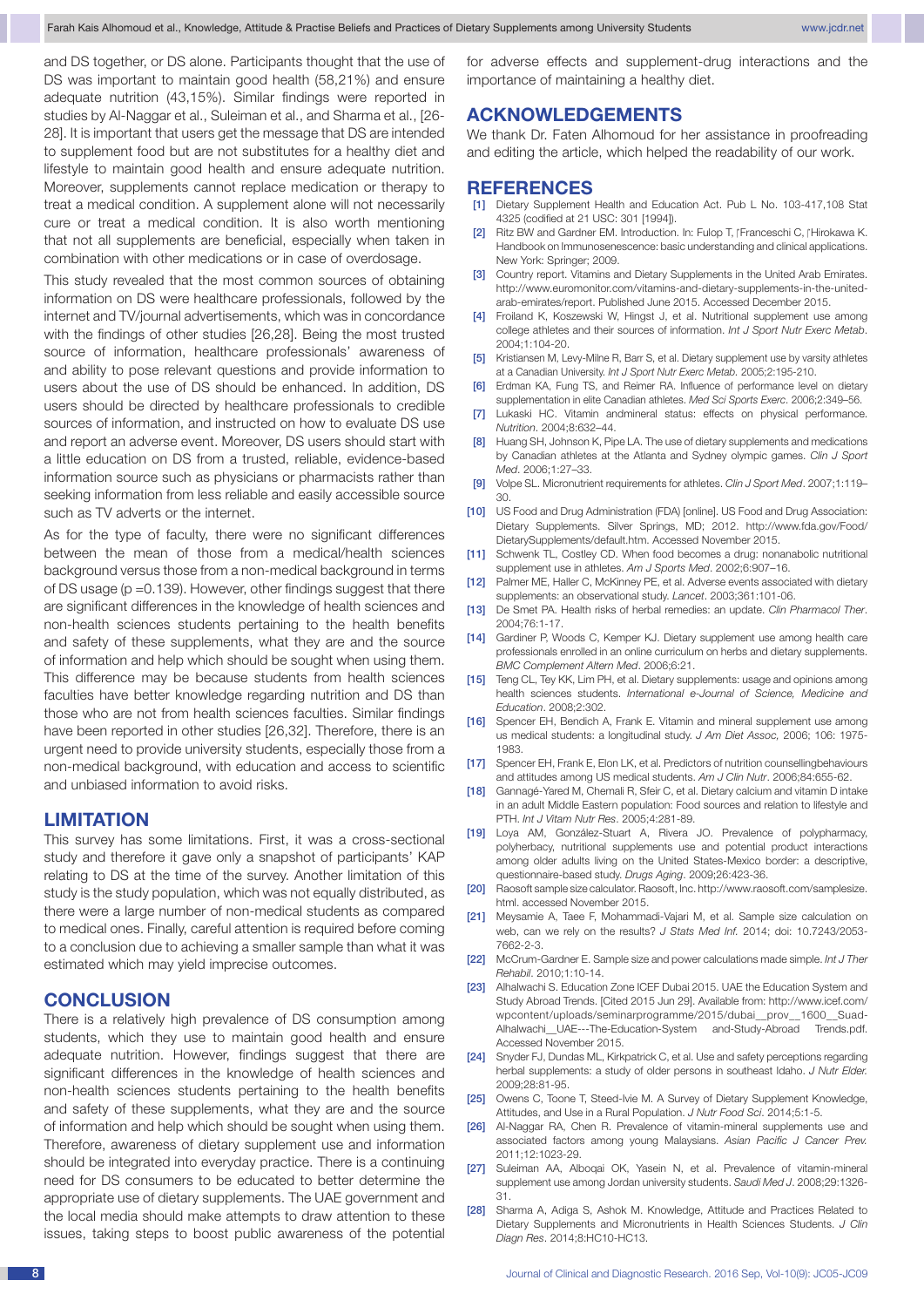and DS together, or DS alone. Participants thought that the use of DS was important to maintain good health (58,21%) and ensure adequate nutrition (43,15%). Similar findings were reported in studies by Al-Naggar et al., Suleiman et al., and Sharma et al., [26-28]. It is important that users get the message that DS are intended to supplement food but are not substitutes for a healthy diet and lifestyle to maintain good health and ensure adequate nutrition. Moreover, supplements cannot replace medication or therapy to treat a medical condition. A supplement alone will not necessarily cure or treat a medical condition. It is also worth mentioning that not all supplements are beneficial, especially when taken in combination with other medications or in case of overdosage.

This study revealed that the most common sources of obtaining information on DS were healthcare professionals, followed by the internet and TV/journal advertisements, which was in concordance with the findings of other studies [26,28]. Being the most trusted source of information, healthcare professionals' awareness of and ability to pose relevant questions and provide information to users about the use of DS should be enhanced. In addition, DS users should be directed by healthcare professionals to credible sources of information, and instructed on how to evaluate DS use and report an adverse event. Moreover, DS users should start with a little education on DS from a trusted, reliable, evidence-based information source such as physicians or pharmacists rather than seeking information from less reliable and easily accessible source such as TV adverts or the internet.

As for the type of faculty, there were no significant differences between the mean of those from a medical/health sciences background versus those from a non-medical background in terms of DS usage (p =0.139). However, other findings suggest that there are significant differences in the knowledge of health sciences and non-health sciences students pertaining to the health benefits and safety of these supplements, what they are and the source of information and help which should be sought when using them. This difference may be because students from health sciences faculties have better knowledge regarding nutrition and DS than those who are not from health sciences faculties. Similar findings have been reported in other studies [26,32]. Therefore, there is an urgent need to provide university students, especially those from a non-medical background, with education and access to scientific and unbiased information to avoid risks.

## LIMITATION

This survey has some limitations. First, it was a cross-sectional study and therefore it gave only a snapshot of participants' KAP relating to DS at the time of the survey. Another limitation of this study is the study population, which was not equally distributed, as there were a large number of non-medical students as compared to medical ones. Finally, careful attention is required before coming to a conclusion due to achieving a smaller sample than what it was estimated which may yield imprecise outcomes.

## CONCLUSION

There is a relatively high prevalence of DS consumption among students, which they use to maintain good health and ensure adequate nutrition. However, findings suggest that there are significant differences in the knowledge of health sciences and non-health sciences students pertaining to the health benefits and safety of these supplements, what they are and the source of information and help which should be sought when using them. Therefore, awareness of dietary supplement use and information should be integrated into everyday practice. There is a continuing need for DS consumers to be educated to better determine the appropriate use of dietary supplements. The UAE government and the local media should make attempts to draw attention to these issues, taking steps to boost public awareness of the potential for adverse effects and supplement-drug interactions and the importance of maintaining a healthy diet.

## ACKNOWLEDGEMENTS

We thank Dr. Faten Alhomoud for her assistance in proofreading and editing the article, which helped the readability of our work.

## REFERENCES

[1] Dietary Supplement Health and Education Act. Pub L No. 103-417,108 Stat 4325 (codified at 21 USC: 301 [1994]).

[2] Ritz BW and Gardner EM. Introduction. In: Fulop T, Franceschi C, Hirokawa K. Handbook on Immunosenescence: basic understanding and clinical applications. New York: Springer; 2009.

[3] Country report. Vitamins and Dietary Supplements in the United Arab Emirates. http://www.euromonitor.com/vitamins-and-dietary-supplements-in-the-united-arab-emirates/report. Published June 2015. Accessed December 2015.

[4] Froiland K, Koszewski W, Hingst J, et al. Nutritional supplement use among college athletes and their sources of information. *Int J Sport Nutr Exerc Metab*. 2004;1:104-20.

[5] Kristiansen M, Levy-Milne R, Barr S, et al. Dietary supplement use by varsity athletes at a Canadian University. *Int J Sport Nutr Exerc Metab.* 2005;2:195-210.

[6] Erdman KA, Fung TS, and Reimer RA. Influence of performance level on dietary supplementation in elite Canadian athletes. *Med Sci Sports Exerc*. 2006;2:349–56.

[7] Lukaski HC. Vitamin andmineral status: effects on physical performance. *Nutrition*. 2004;8:632–44.

[8] Huang SH, Johnson K, Pipe LA. The use of dietary supplements and medications by Canadian athletes at the Atlanta and Sydney olympic games. *Clin J Sport Med*. 2006;1:27–33.

[9] Volpe SL. Micronutrient requirements for athletes. *Clin J Sport Med*. 2007;1:119–30.

[10] US Food and Drug Administration (FDA) [online]. US Food and Drug Association: Dietary Supplements. Silver Springs, MD; 2012. http://www.fda.gov/Food/DietarySupplements/default.htm. Accessed November 2015.

[11] Schwenk TL, Costley CD. When food becomes a drug: nonanabolic nutritional supplement use in athletes. *Am J Sports Med*. 2002;6:907–16.

[12] Palmer ME, Haller C, McKinney PE, et al. Adverse events associated with dietary supplements: an observational study. *Lancet*. 2003;361:101-06.

[13] De Smet PA. Health risks of herbal remedies: an update. *Clin Pharmacol Ther*. 2004;76:1-17.

[14] Gardiner P, Woods C, Kemper KJ. Dietary supplement use among health care professionals enrolled in an online curriculum on herbs and dietary supplements. *BMC Complement Altern Med*. 2006;6:21.

[15] Teng CL, Tey KK, Lim PH, et al. Dietary supplements: usage and opinions among health sciences students. *International e-Journal of Science, Medicine and Education*. 2008;2:302.

[16] Spencer EH, Bendich A, Frank E. Vitamin and mineral supplement use among us medical students: a longitudinal study. *J Am Diet Assoc,* 2006; 106: 1975-1983.

[17] Spencer EH, Frank E, Elon LK, et al. Predictors of nutrition counsellingbehaviours and attitudes among US medical students. *Am J Clin Nutr*. 2006;84:655-62.

[18] Gannagé-Yared M, Chemali R, Sfeir C, et al. Dietary calcium and vitamin D intake in an adult Middle Eastern population: Food sources and relation to lifestyle and PTH. *Int J Vitam Nutr Res*. 2005;4:281-89.

[19] Loya AM, González-Stuart A, Rivera JO. Prevalence of polypharmacy, polyherbacy, nutritional supplements use and potential product interactions among older adults living on the United States-Mexico border: a descriptive, questionnaire-based study. *Drugs Aging*. 2009;26:423-36.

[20] Raosoft sample size calculator. Raosoft, Inc. http://www.raosoft.com/samplesize.html. accessed November 2015.

[21] Meysamie A, Taee F, Mohammadi-Vajari M, et al. Sample size calculation on web, can we rely on the results? *J Stats Med Inf.* 2014; doi: 10.7243/2053-7662-2-3.

[22] McCrum-Gardner E. Sample size and power calculations made simple. *Int J Ther Rehabil*. 2010;1:10-14.

[23] Alhalwachi S. Education Zone ICEF Dubai 2015. UAE the Education System and Study Abroad Trends. [Cited 2015 Jun 29]. Available from: http://www.icef.com/wpcontent/uploads/seminarprogramme/2015/dubai__prov__1600__Suad-Alhalwachi__UAE---The-Education-System and-Study-Abroad Trends.pdf. Accessed November 2015.

[24] Snyder FJ, Dundas ML, Kirkpatrick C, et al. Use and safety perceptions regarding herbal supplements: a study of older persons in southeast Idaho. *J Nutr Elder.* 2009;28:81-95.

[25] Owens C, Toone T, Steed-Ivie M. A Survey of Dietary Supplement Knowledge, Attitudes, and Use in a Rural Population. *J Nutr Food Sci*. 2014;5:1-5.

[26] Al-Naggar RA, Chen R. Prevalence of vitamin-mineral supplements use and associated factors among young Malaysians. *Asian Pacific J Cancer Prev.* 2011;12:1023-29.

[27] Suleiman AA, Alboqai OK, Yasein N, et al. Prevalence of vitamin-mineral supplement use among Jordan university students. *Saudi Med J*. 2008;29:1326-31.

[28] Sharma A, Adiga S, Ashok M. Knowledge, Attitude and Practices Related to Dietary Supplements and Micronutrients in Health Sciences Students. *J Clin Diagn Res*. 2014;8:HC10-HC13.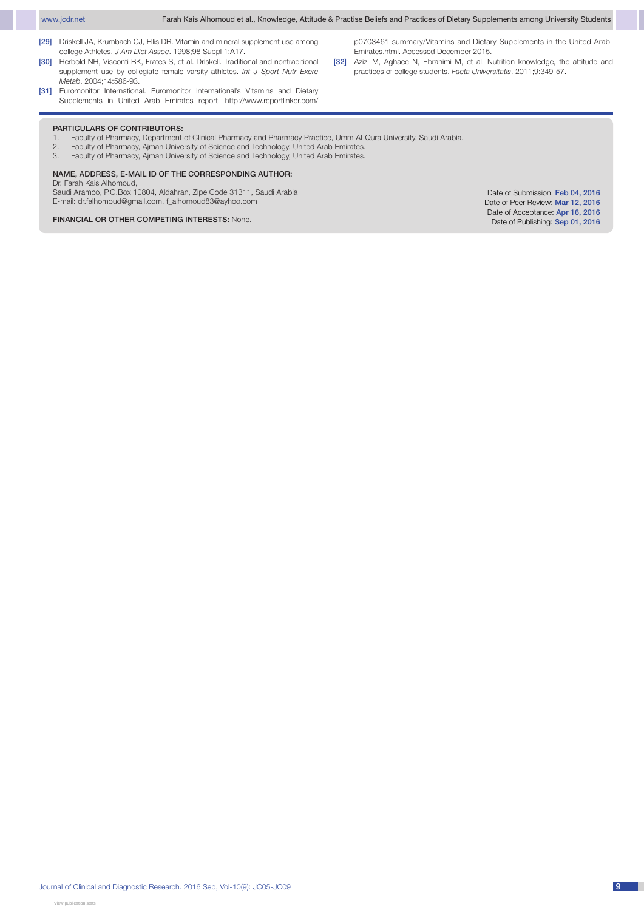[29] Driskell JA, Krumbach CJ, Ellis DR. Vitamin and mineral supplement use among college Athletes. *J Am Diet Assoc*. 1998;98 Suppl 1:A17.

[30] Herbold NH, Visconti BK, Frates S, et al. Driskell. Traditional and nontraditional supplement use by collegiate female varsity athletes. *Int J Sport Nutr Exerc Metab*. 2004;14:586-93.

[31] Euromonitor International. Euromonitor International's Vitamins and Dietary Supplements in United Arab Emirates report. http://www.reportlinker.com/p0703461-summary/Vitamins-and-Dietary-Supplements-in-the-United-Arab-Emirates.html. Accessed December 2015.

[32] Azizi M, Aghaee N, Ebrahimi M, et al. Nutrition knowledge, the attitude and practices of college students. *Facta Universitatis*. 2011;9:349-57.

**PARTICULARS OF CONTRIBUTORS:**

1. Faculty of Pharmacy, Department of Clinical Pharmacy and Pharmacy Practice, Umm Al-Qura University, Saudi Arabia.
2. Faculty of Pharmacy, Ajman University of Science and Technology, United Arab Emirates.
3. Faculty of Pharmacy, Ajman University of Science and Technology, United Arab Emirates.

**NAME, ADDRESS, E-MAIL ID OF THE CORRESPONDING AUTHOR:**

Dr. Farah Kais Alhomoud,
Saudi Aramco, P.O.Box 10804, Aldahran, Zipe Code 31311, Saudi Arabia
E-mail: dr.falhomoud@gmail.com, f_alhomoud83@ayhoo.com

**FINANCIAL OR OTHER COMPETING INTERESTS:** None.

Date of Submission: Feb 04, 2016
Date of Peer Review: Mar 12, 2016
Date of Acceptance: Apr 16, 2016
Date of Publishing: Sep 01, 2016